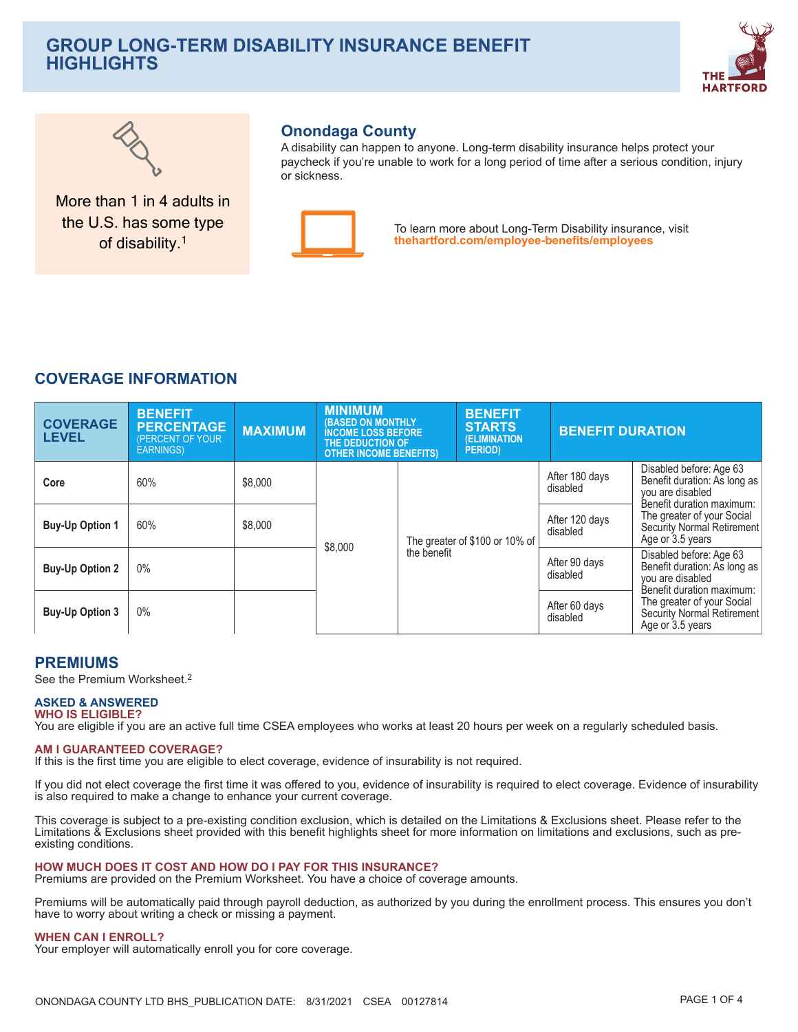# GROUP LONG-TERM DISABILITY INSURANCE BENEFIT HIGHLIGHTS

More than 1 in 4 adults in the U.S. has some type of disability.[1]

## Onondaga County

A disability can happen to anyone. Long-term disability insurance helps protect your paycheck if you're unable to work for a long period of time after a serious condition, injury or sickness.

To learn more about Long-Term Disability insurance, visit **thehartford.com/employee-benefits/employees**

## COVERAGE INFORMATION

| COVERAGE LEVEL | BENEFIT PERCENTAGE (PERCENT OF YOUR EARNINGS) | MAXIMUM | | MINIMUM (BASED ON MONTHLY INCOME LOSS BEFORE THE DEDUCTION OF OTHER INCOME BENEFITS) | BENEFIT STARTS (ELIMINATION PERIOD) | BENEFIT DURATION |
|---|---|---|---|---|---|---|
| Core | 60% | $8,000 | $8,000 | The greater of $100 or 10% of the benefit | After 180 days disabled | Disabled before: Age 63 Benefit duration: As long as you are disabled Benefit duration maximum: The greater of your Social Security Normal Retirement Age or 3.5 years |
| Buy-Up Option 1 | 60% | $8,000 | | | After 120 days disabled | |
| Buy-Up Option 2 | 0% | | | | After 90 days disabled | Disabled before: Age 63 Benefit duration: As long as you are disabled Benefit duration maximum: The greater of your Social Security Normal Retirement Age or 3.5 years |
| Buy-Up Option 3 | 0% | | | | After 60 days disabled | |

## PREMIUMS

See the Premium Worksheet.[2]

### ASKED & ANSWERED

#### WHO IS ELIGIBLE?

You are eligible if you are an active full time CSEA employees who works at least 20 hours per week on a regularly scheduled basis.

#### AM I GUARANTEED COVERAGE?

If this is the first time you are eligible to elect coverage, evidence of insurability is not required.

If you did not elect coverage the first time it was offered to you, evidence of insurability is required to elect coverage. Evidence of insurability is also required to make a change to enhance your current coverage.

This coverage is subject to a pre-existing condition exclusion, which is detailed on the Limitations & Exclusions sheet. Please refer to the Limitations & Exclusions sheet provided with this benefit highlights sheet for more information on limitations and exclusions, such as pre-existing conditions.

#### HOW MUCH DOES IT COST AND HOW DO I PAY FOR THIS INSURANCE?

Premiums are provided on the Premium Worksheet. You have a choice of coverage amounts.

Premiums will be automatically paid through payroll deduction, as authorized by you during the enrollment process. This ensures you don't have to worry about writing a check or missing a payment.

#### WHEN CAN I ENROLL?

Your employer will automatically enroll you for core coverage.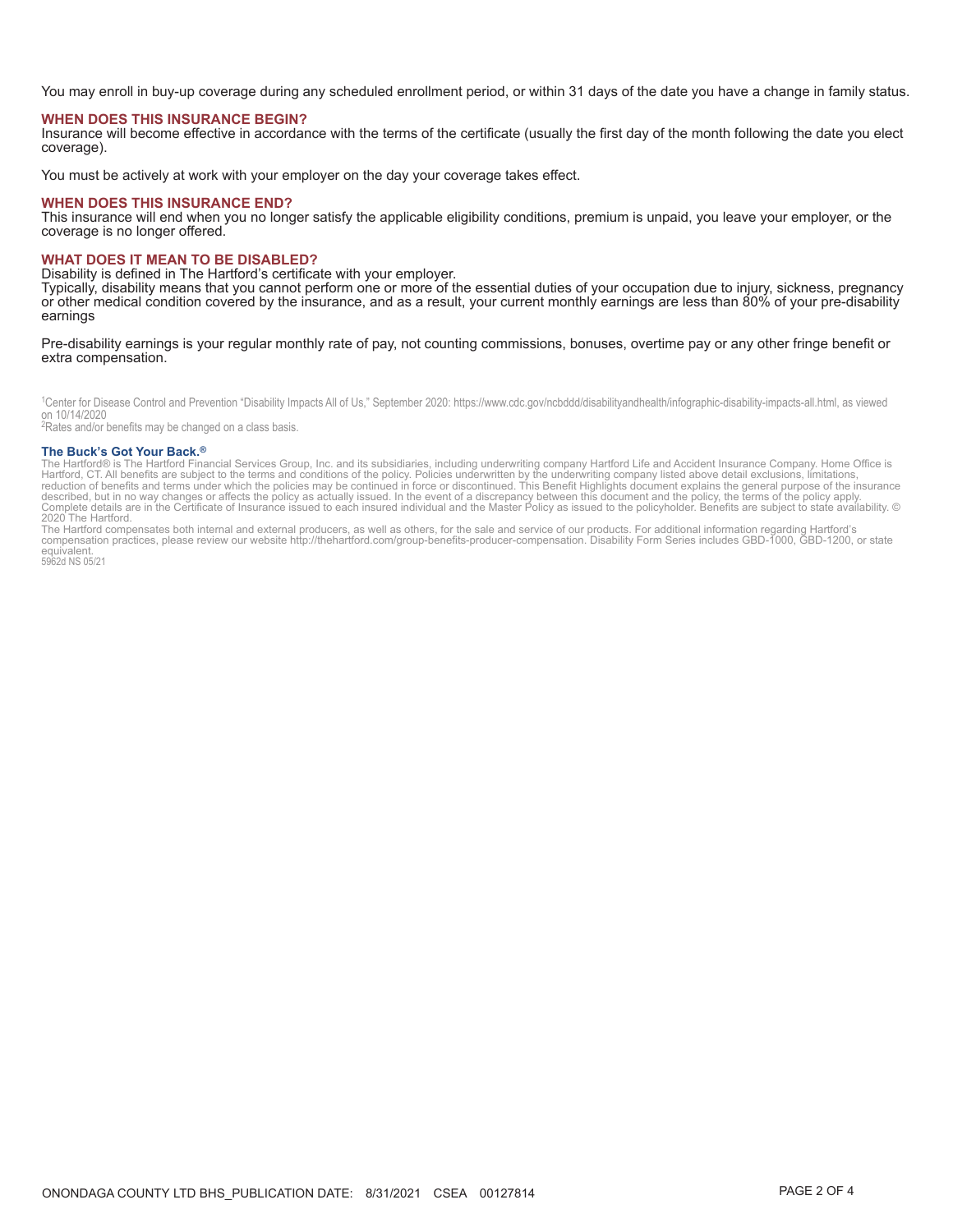You may enroll in buy-up coverage during any scheduled enrollment period, or within 31 days of the date you have a change in family status.

## WHEN DOES THIS INSURANCE BEGIN?

Insurance will become effective in accordance with the terms of the certificate (usually the first day of the month following the date you elect coverage).

You must be actively at work with your employer on the day your coverage takes effect.

## WHEN DOES THIS INSURANCE END?

This insurance will end when you no longer satisfy the applicable eligibility conditions, premium is unpaid, you leave your employer, or the coverage is no longer offered.

## WHAT DOES IT MEAN TO BE DISABLED?

Disability is defined in The Hartford's certificate with your employer.
Typically, disability means that you cannot perform one or more of the essential duties of your occupation due to injury, sickness, pregnancy or other medical condition covered by the insurance, and as a result, your current monthly earnings are less than 80% of your pre-disability earnings

Pre-disability earnings is your regular monthly rate of pay, not counting commissions, bonuses, overtime pay or any other fringe benefit or extra compensation.

[1]Center for Disease Control and Prevention "Disability Impacts All of Us," September 2020: https://www.cdc.gov/ncbddd/disabilityandhealth/infographic-disability-impacts-all.html, as viewed on 10/14/2020
[2]Rates and/or benefits may be changed on a class basis.

**The Buck's Got Your Back.®**
The Hartford® is The Hartford Financial Services Group, Inc. and its subsidiaries, including underwriting company Hartford Life and Accident Insurance Company. Home Office is Hartford, CT. All benefits are subject to the terms and conditions of the policy. Policies underwritten by the underwriting company listed above detail exclusions, limitations, reduction of benefits and terms under which the policies may be continued in force or discontinued. This Benefit Highlights document explains the general purpose of the insurance described, but in no way changes or affects the policy as actually issued. In the event of a discrepancy between this document and the policy, the terms of the policy apply. Complete details are in the Certificate of Insurance issued to each insured individual and the Master Policy as issued to the policyholder. Benefits are subject to state availability. © 2020 The Hartford.
The Hartford compensates both internal and external producers, as well as others, for the sale and service of our products. For additional information regarding Hartford's compensation practices, please review our website http://thehartford.com/group-benefits-producer-compensation. Disability Form Series includes GBD-1000, GBD-1200, or state equivalent.
5962d NS 05/21

ONONDAGA COUNTY LTD BHS_PUBLICATION DATE: 8/31/2021 CSEA 00127814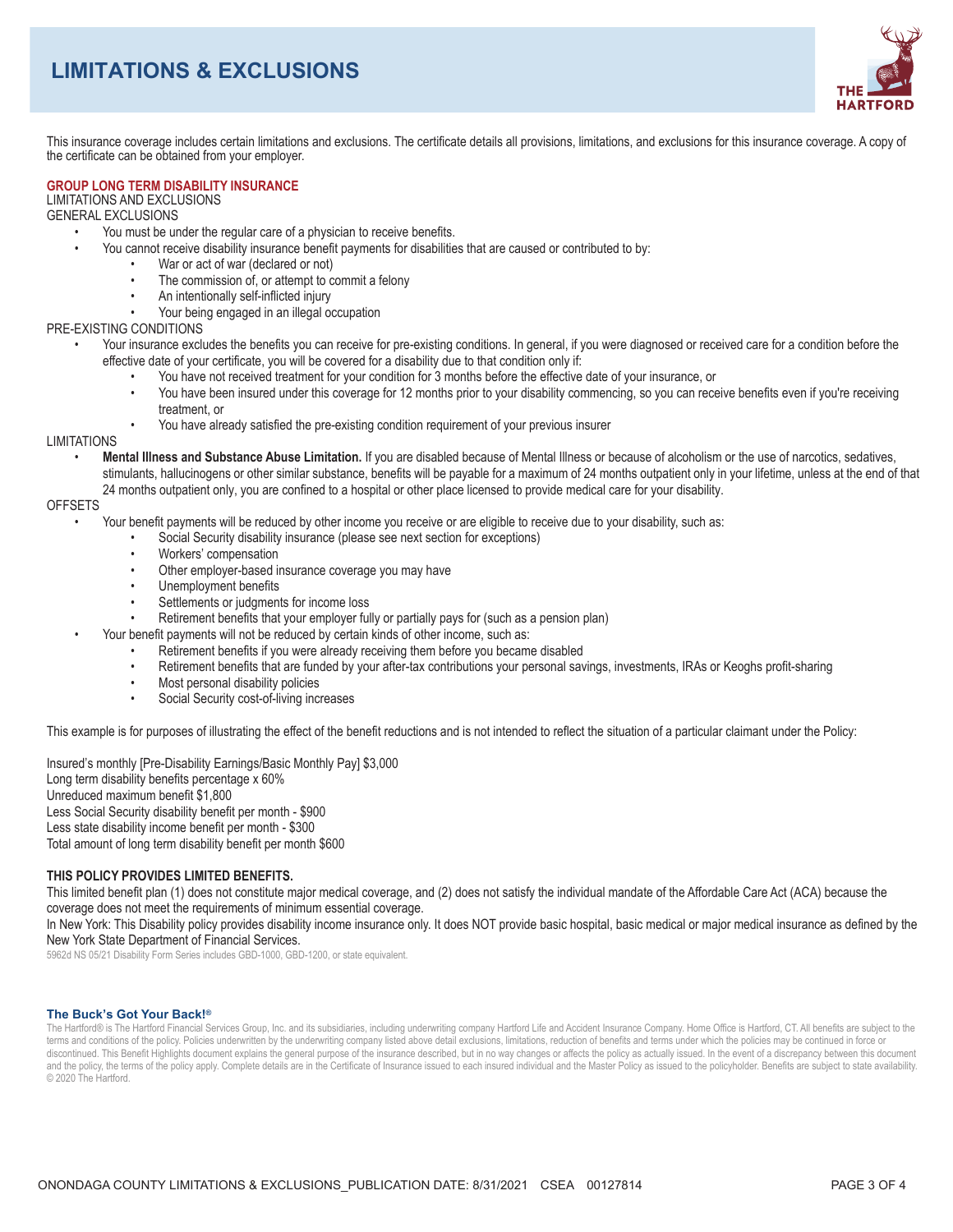# LIMITATIONS & EXCLUSIONS

This insurance coverage includes certain limitations and exclusions. The certificate details all provisions, limitations, and exclusions for this insurance coverage. A copy of the certificate can be obtained from your employer.

## GROUP LONG TERM DISABILITY INSURANCE

LIMITATIONS AND EXCLUSIONS

GENERAL EXCLUSIONS

- You must be under the regular care of a physician to receive benefits.
- You cannot receive disability insurance benefit payments for disabilities that are caused or contributed to by:
  - War or act of war (declared or not)
  - The commission of, or attempt to commit a felony
  - An intentionally self-inflicted injury
  - Your being engaged in an illegal occupation

PRE-EXISTING CONDITIONS

- Your insurance excludes the benefits you can receive for pre-existing conditions. In general, if you were diagnosed or received care for a condition before the effective date of your certificate, you will be covered for a disability due to that condition only if:
  - You have not received treatment for your condition for 3 months before the effective date of your insurance, or
  - You have been insured under this coverage for 12 months prior to your disability commencing, so you can receive benefits even if you're receiving treatment, or
  - You have already satisfied the pre-existing condition requirement of your previous insurer

LIMITATIONS

- **Mental Illness and Substance Abuse Limitation.** If you are disabled because of Mental Illness or because of alcoholism or the use of narcotics, sedatives, stimulants, hallucinogens or other similar substance, benefits will be payable for a maximum of 24 months outpatient only in your lifetime, unless at the end of that 24 months outpatient only, you are confined to a hospital or other place licensed to provide medical care for your disability.

OFFSETS

- Your benefit payments will be reduced by other income you receive or are eligible to receive due to your disability, such as:
  - Social Security disability insurance (please see next section for exceptions)
  - Workers' compensation
  - Other employer-based insurance coverage you may have
  - Unemployment benefits
  - Settlements or judgments for income loss
  - Retirement benefits that your employer fully or partially pays for (such as a pension plan)
- Your benefit payments will not be reduced by certain kinds of other income, such as:
  - Retirement benefits if you were already receiving them before you became disabled
  - Retirement benefits that are funded by your after-tax contributions your personal savings, investments, IRAs or Keoghs profit-sharing
  - Most personal disability policies
  - Social Security cost-of-living increases

This example is for purposes of illustrating the effect of the benefit reductions and is not intended to reflect the situation of a particular claimant under the Policy:

Insured's monthly [Pre-Disability Earnings/Basic Monthly Pay] $3,000
Long term disability benefits percentage x 60%
Unreduced maximum benefit $1,800
Less Social Security disability benefit per month - $900
Less state disability income benefit per month - $300
Total amount of long term disability benefit per month $600

**THIS POLICY PROVIDES LIMITED BENEFITS.**

This limited benefit plan (1) does not constitute major medical coverage, and (2) does not satisfy the individual mandate of the Affordable Care Act (ACA) because the coverage does not meet the requirements of minimum essential coverage.

In New York: This Disability policy provides disability income insurance only. It does NOT provide basic hospital, basic medical or major medical insurance as defined by the New York State Department of Financial Services.

5962d NS 05/21 Disability Form Series includes GBD-1000, GBD-1200, or state equivalent.

**The Buck's Got Your Back!®**

The Hartford® is The Hartford Financial Services Group, Inc. and its subsidiaries, including underwriting company Hartford Life and Accident Insurance Company. Home Office is Hartford, CT. All benefits are subject to the terms and conditions of the policy. Policies underwritten by the underwriting company listed above detail exclusions, limitations, reduction of benefits and terms under which the policies may be continued in force or discontinued. This Benefit Highlights document explains the general purpose of the insurance described, but in no way changes or affects the policy as actually issued. In the event of a discrepancy between this document and the policy, the terms of the policy apply. Complete details are in the Certificate of Insurance issued to each insured individual and the Master Policy as issued to the policyholder. Benefits are subject to state availability. © 2020 The Hartford.

ONONDAGA COUNTY LIMITATIONS & EXCLUSIONS_PUBLICATION DATE: 8/31/2021 CSEA 00127814